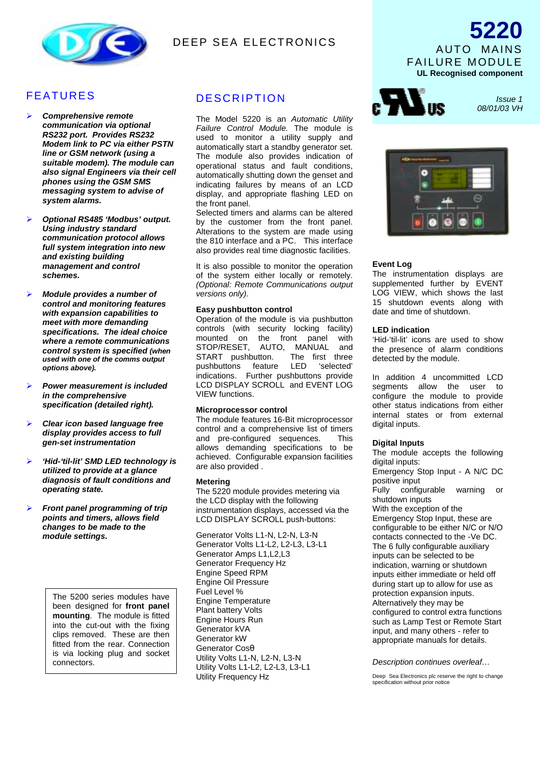DEEP SEA ELECTRONICS

# 5220

## AUTO MAINS FAILURE MODULE

**UL Recognised component**

*Issue 1*
*08/01/03 VH*

## FEATURES

- ***Comprehensive remote communication via optional RS232 port. Provides RS232 Modem link to PC via either PSTN line or GSM network (using a suitable modem). The module can also signal Engineers via their cell phones using the GSM SMS messaging system to advise of system alarms.***
- ***Optional RS485 'Modbus' output. Using industry standard communication protocol allows full system integration into new and existing building management and control schemes.***
- ***Module provides a number of control and monitoring features with expansion capabilities to meet with more demanding specifications. The ideal choice where a remote communications control system is specified (when used with one of the comms output options above).***
- ***Power measurement is included in the comprehensive specification (detailed right).***
- ***Clear icon based language free display provides access to full gen-set instrumentation***
- ***'Hid-'til-lit' SMD LED technology is utilized to provide at a glance diagnosis of fault conditions and operating state.***
- ***Front panel programming of trip points and timers, allows field changes to be made to the module settings.***

The 5200 series modules have been designed for **front panel mounting**. The module is fitted into the cut-out with the fixing clips removed. These are then fitted from the rear. Connection is via locking plug and socket connectors.

## DESCRIPTION

The Model 5220 is an *Automatic Utility Failure Control Module.* The module is used to monitor a utility supply and automatically start a standby generator set. The module also provides indication of operational status and fault conditions, automatically shutting down the genset and indicating failures by means of an LCD display, and appropriate flashing LED on the front panel.
Selected timers and alarms can be altered by the customer from the front panel. Alterations to the system are made using the 810 interface and a PC. This interface also provides real time diagnostic facilities.

It is also possible to monitor the operation of the system either locally or remotely. *(Optional: Remote Communications output versions only).*

### Easy pushbutton control

Operation of the module is via pushbutton controls (with security locking facility) mounted on the front panel with STOP/RESET, AUTO, MANUAL and START pushbutton. The first three pushbuttons feature LED 'selected' indications. Further pushbuttons provide LCD DISPLAY SCROLL and EVENT LOG VIEW functions.

### Microprocessor control

The module features 16-Bit microprocessor control and a comprehensive list of timers and pre-configured sequences. This allows demanding specifications to be achieved. Configurable expansion facilities are also provided .

### Metering

The 5220 module provides metering via the LCD display with the following instrumentation displays, accessed via the LCD DISPLAY SCROLL push-buttons:

Generator Volts L1-N, L2-N, L3-N
Generator Volts L1-L2, L2-L3, L3-L1
Generator Amps L1,L2,L3
Generator Frequency Hz
Engine Speed RPM
Engine Oil Pressure
Fuel Level %
Engine Temperature
Plant battery Volts
Engine Hours Run
Generator kVA
Generator kW
Generator Cosθ
Utility Volts L1-N, L2-N, L3-N
Utility Volts L1-L2, L2-L3, L3-L1
Utility Frequency Hz

### Event Log

The instrumentation displays are supplemented further by EVENT LOG VIEW, which shows the last 15 shutdown events along with date and time of shutdown.

### LED indication

'Hid-'til-lit' icons are used to show the presence of alarm conditions detected by the module.

In addition 4 uncommitted LCD segments allow the user to configure the module to provide other status indications from either internal states or from external digital inputs.

### Digital Inputs

The module accepts the following digital inputs:
Emergency Stop Input - A N/C DC positive input
Fully configurable warning or shutdown inputs
With the exception of the Emergency Stop Input, these are configurable to be either N/C or N/O contacts connected to the -Ve DC.
The 6 fully configurable auxiliary inputs can be selected to be indication, warning or shutdown inputs either immediate or held off during start up to allow for use as protection expansion inputs.
Alternatively they may be configured to control extra functions such as Lamp Test or Remote Start input, and many others - refer to appropriate manuals for details.

*Description continues overleaf…*

Deep Sea Electronics plc reserve the right to change specification without prior notice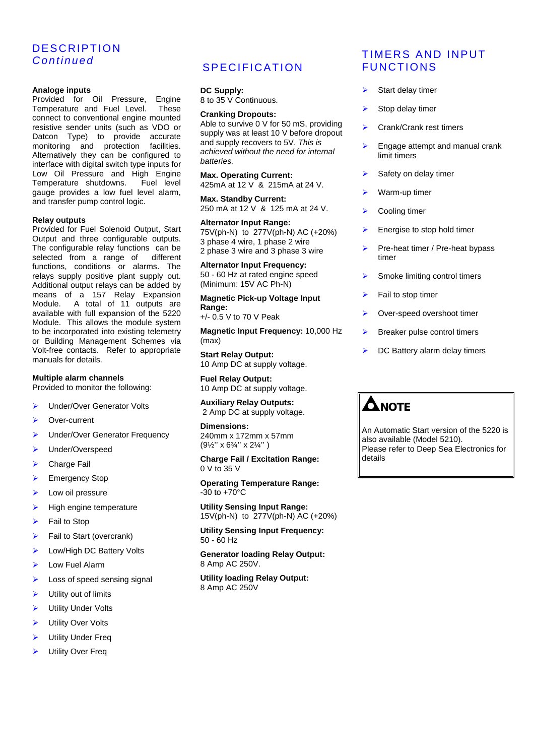## DESCRIPTION *Continued*

### Analoge inputs

Provided for Oil Pressure, Engine Temperature and Fuel Level. These connect to conventional engine mounted resistive sender units (such as VDO or Datcon Type) to provide accurate monitoring and protection facilities. Alternatively they can be configured to interface with digital switch type inputs for Low Oil Pressure and High Engine Temperature shutdowns. Fuel level gauge provides a low fuel level alarm, and transfer pump control logic.

### Relay outputs

Provided for Fuel Solenoid Output, Start Output and three configurable outputs. The configurable relay functions can be selected from a range of different functions, conditions or alarms. The relays supply positive plant supply out. Additional output relays can be added by means of a 157 Relay Expansion Module. A total of 11 outputs are available with full expansion of the 5220 Module. This allows the module system to be incorporated into existing telemetry or Building Management Schemes via Volt-free contacts. Refer to appropriate manuals for details.

### Multiple alarm channels

Provided to monitor the following:

- Under/Over Generator Volts
- Over-current
- Under/Over Generator Frequency
- Under/Overspeed
- Charge Fail
- Emergency Stop
- Low oil pressure
- High engine temperature
- Fail to Stop
- Fail to Start (overcrank)
- Low/High DC Battery Volts
- Low Fuel Alarm
- Loss of speed sensing signal
- Utility out of limits
- Utility Under Volts
- Utility Over Volts
- Utility Under Freq
- Utility Over Freq

## SPECIFICATION

**DC Supply:**
8 to 35 V Continuous.

**Cranking Dropouts:**
Able to survive 0 V for 50 mS, providing supply was at least 10 V before dropout and supply recovers to 5V. *This is achieved without the need for internal batteries.*

**Max. Operating Current:**
425mA at 12 V & 215mA at 24 V.

**Max. Standby Current:**
250 mA at 12 V & 125 mA at 24 V.

**Alternator Input Range:**
75V(ph-N) to 277V(ph-N) AC (+20%)
3 phase 4 wire, 1 phase 2 wire
2 phase 3 wire and 3 phase 3 wire

**Alternator Input Frequency:**
50 - 60 Hz at rated engine speed
(Minimum: 15V AC Ph-N)

**Magnetic Pick-up Voltage Input Range:**
+/- 0.5 V to 70 V Peak

**Magnetic Input Frequency:** 10,000 Hz (max)

**Start Relay Output:**
10 Amp DC at supply voltage.

**Fuel Relay Output:**
10 Amp DC at supply voltage.

**Auxiliary Relay Outputs:**
2 Amp DC at supply voltage.

**Dimensions:**
240mm x 172mm x 57mm
(9½'' x 6¾'' x 2¼'' )

**Charge Fail / Excitation Range:**
0 V to 35 V

**Operating Temperature Range:**
-30 to +70°C

**Utility Sensing Input Range:**
15V(ph-N) to 277V(ph-N) AC (+20%)

**Utility Sensing Input Frequency:**
50 - 60 Hz

**Generator loading Relay Output:**
8 Amp AC 250V.

**Utility loading Relay Output:**
8 Amp AC 250V

## TIMERS AND INPUT FUNCTIONS

- Start delay timer
- Stop delay timer
- Crank/Crank rest timers
- Engage attempt and manual crank limit timers
- Safety on delay timer
- Warm-up timer
- Cooling timer
- Energise to stop hold timer
- Pre-heat timer / Pre-heat bypass timer
- Smoke limiting control timers
- Fail to stop timer
- Over-speed overshoot timer
- Breaker pulse control timers
- DC Battery alarm delay timers

**NOTE**

An Automatic Start version of the 5220 is also available (Model 5210).
Please refer to Deep Sea Electronics for details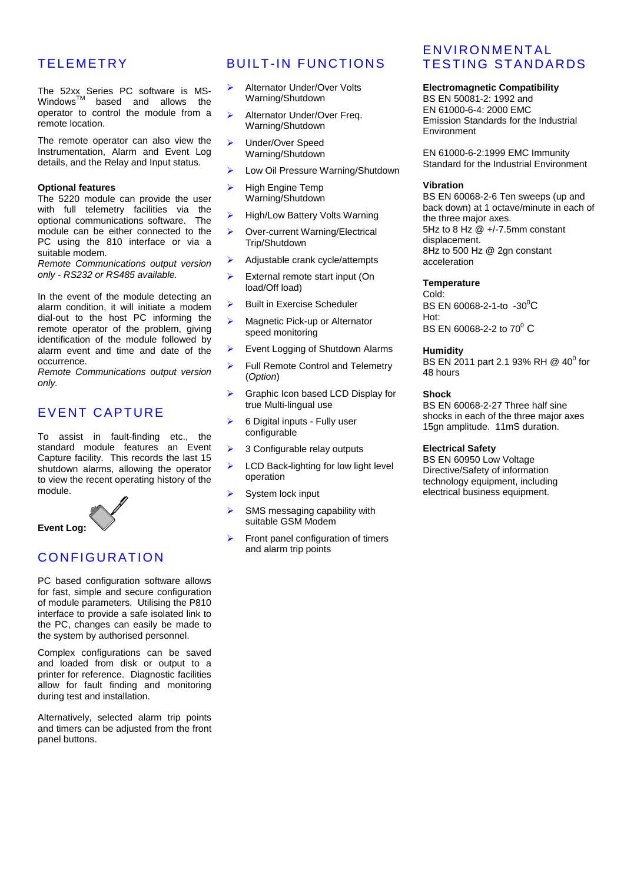## TELEMETRY

The 52xx Series PC software is MS-Windows™ based and allows the operator to control the module from a remote location.

The remote operator can also view the Instrumentation, Alarm and Event Log details, and the Relay and Input status.

**Optional features**
The 5220 module can provide the user with full telemetry facilities via the optional communications software. The module can be either connected to the PC using the 810 interface or via a suitable modem.
*Remote Communications output version only - RS232 or RS485 available.*

In the event of the module detecting an alarm condition, it will initiate a modem dial-out to the host PC informing the remote operator of the problem, giving identification of the module followed by alarm event and time and date of the occurrence.
*Remote Communications output version only.*

## EVENT CAPTURE

To assist in fault-finding etc., the standard module features an Event Capture facility. This records the last 15 shutdown alarms, allowing the operator to view the recent operating history of the module.

**Event Log:**

## CONFIGURATION

PC based configuration software allows for fast, simple and secure configuration of module parameters. Utilising the P810 interface to provide a safe isolated link to the PC, changes can easily be made to the system by authorised personnel.

Complex configurations can be saved and loaded from disk or output to a printer for reference. Diagnostic facilities allow for fault finding and monitoring during test and installation.

Alternatively, selected alarm trip points and timers can be adjusted from the front panel buttons.

## BUILT-IN FUNCTIONS

- Alternator Under/Over Volts Warning/Shutdown
- Alternator Under/Over Freq. Warning/Shutdown
- Under/Over Speed Warning/Shutdown
- Low Oil Pressure Warning/Shutdown
- High Engine Temp Warning/Shutdown
- High/Low Battery Volts Warning
- Over-current Warning/Electrical Trip/Shutdown
- Adjustable crank cycle/attempts
- External remote start input (On load/Off load)
- Built in Exercise Scheduler
- Magnetic Pick-up or Alternator speed monitoring
- Event Logging of Shutdown Alarms
- Full Remote Control and Telemetry (*Option*)
- Graphic Icon based LCD Display for true Multi-lingual use
- 6 Digital inputs - Fully user configurable
- 3 Configurable relay outputs
- LCD Back-lighting for low light level operation
- System lock input
- SMS messaging capability with suitable GSM Modem
- Front panel configuration of timers and alarm trip points

## ENVIRONMENTAL TESTING STANDARDS

**Electromagnetic Compatibility**
BS EN 50081-2: 1992 and
EN 61000-6-4: 2000 EMC
Emission Standards for the Industrial Environment

EN 61000-6-2:1999 EMC Immunity Standard for the Industrial Environment

**Vibration**
BS EN 60068-2-6 Ten sweeps (up and back down) at 1 octave/minute in each of the three major axes.
5Hz to 8 Hz @ +/-7.5mm constant displacement.
8Hz to 500 Hz @ 2gn constant acceleration

**Temperature**
Cold:
BS EN 60068-2-1-to -30$^0$C
Hot:
BS EN 60068-2-2 to 70$^0$ C

**Humidity**
BS EN 2011 part 2.1 93% RH @ 40$^0$ for 48 hours

**Shock**
BS EN 60068-2-27 Three half sine shocks in each of the three major axes 15gn amplitude. 11mS duration.

**Electrical Safety**
BS EN 60950 Low Voltage Directive/Safety of information technology equipment, including electrical business equipment.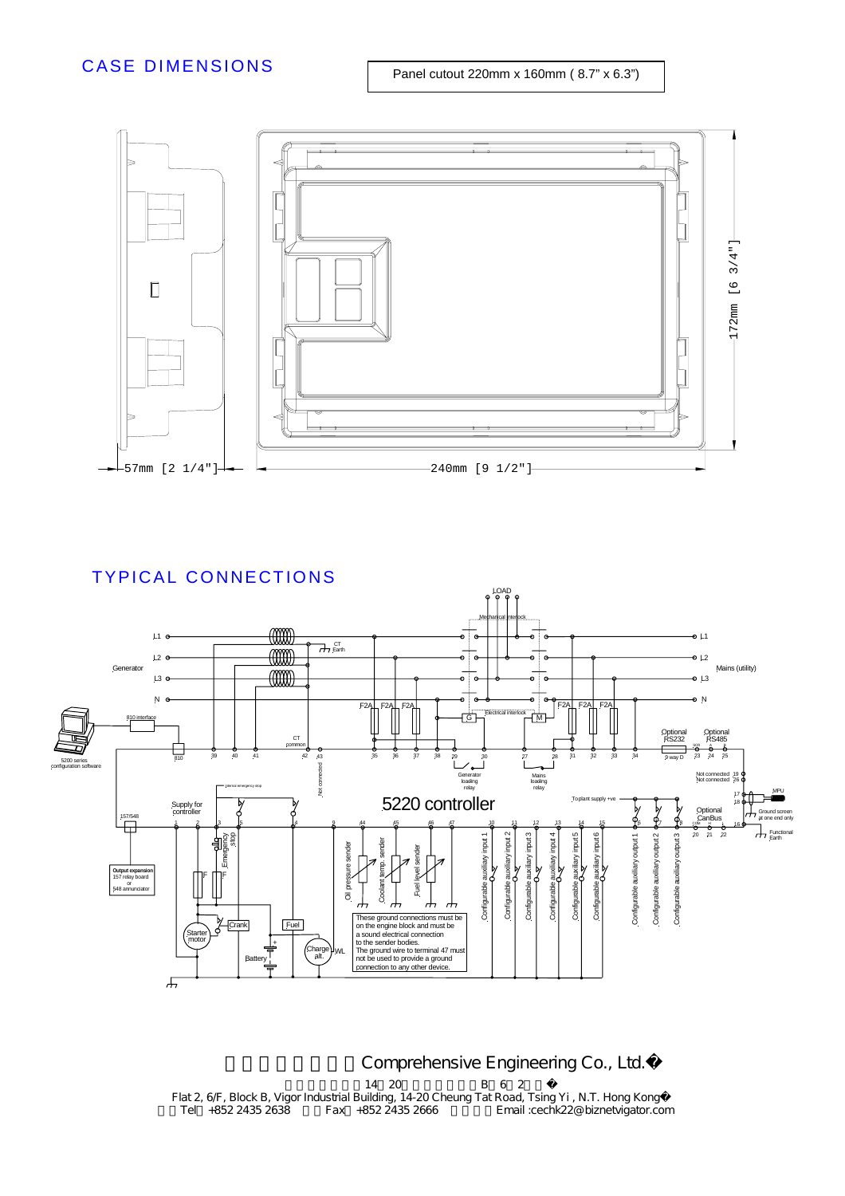## CASE DIMENSIONS

Panel cutout 220mm x 160mm ( 8.7" x 6.3")

57mm [2 1/4"]

240mm [9 1/2"]

172mm [6 3/4"]

## TYPICAL CONNECTIONS

LOAD

Mechanical interlock

Electrical interlock

Generator

Mains (utility)

L1 L2 L3 N

CT Earth

CT common

810 interface

5200 series configuration software

5220 controller

Supply for controller

Emergency stop

Crank

Fuel

Starter motor

Battery

Charge alt.

WL

Oil pressure sender

Coolant temp. sender

Fuel level sender

These ground connections must be on the engine block and must be a sound electrical connection to the sender bodies. The ground wire to terminal 47 must not be used to provide a ground connection to any other device.

Configurable auxiliary input 1

Configurable auxiliary input 2

Configurable auxiliary input 3

Configurable auxiliary input 4

Configurable auxiliary input 5

Configurable auxiliary input 6

Configurable auxiliary output 1

Configurable auxiliary output 2

Configurable auxiliary output 3

Output expansion 157 relay board or 548 annunciator

157/548

Generator loading relay

Mains loading relay

To plant supply +ve

Optional RS232

Optional RS485

9 way D

Optional CanBus

Not connected

MPU

Ground screen at one end only

Functional Earth

Comprehensive Engineering Co., Ltd.

14 20 B 6 2

Flat 2, 6/F, Block B, Vigor Industrial Building, 14-20 Cheung Tat Road, Tsing Yi , N.T. Hong Kong

Tel +852 2435 2638 Fax +852 2435 2666 Email :cechk22@biznetvigator.com